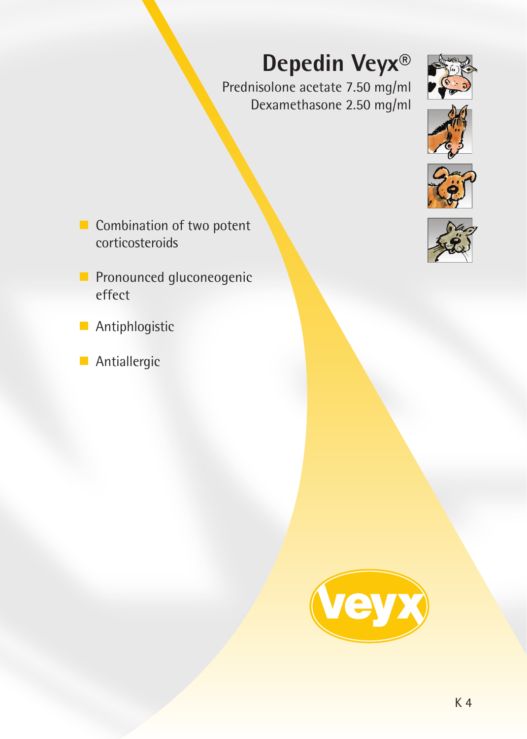# Depedin Veyx®

Prednisolone acetate 7.50 mg/ml
Dexamethasone 2.50 mg/ml

- Combination of two potent corticosteroids
- Pronounced gluconeogenic effect
- Antiphlogistic
- Antiallergic

veyx

K 4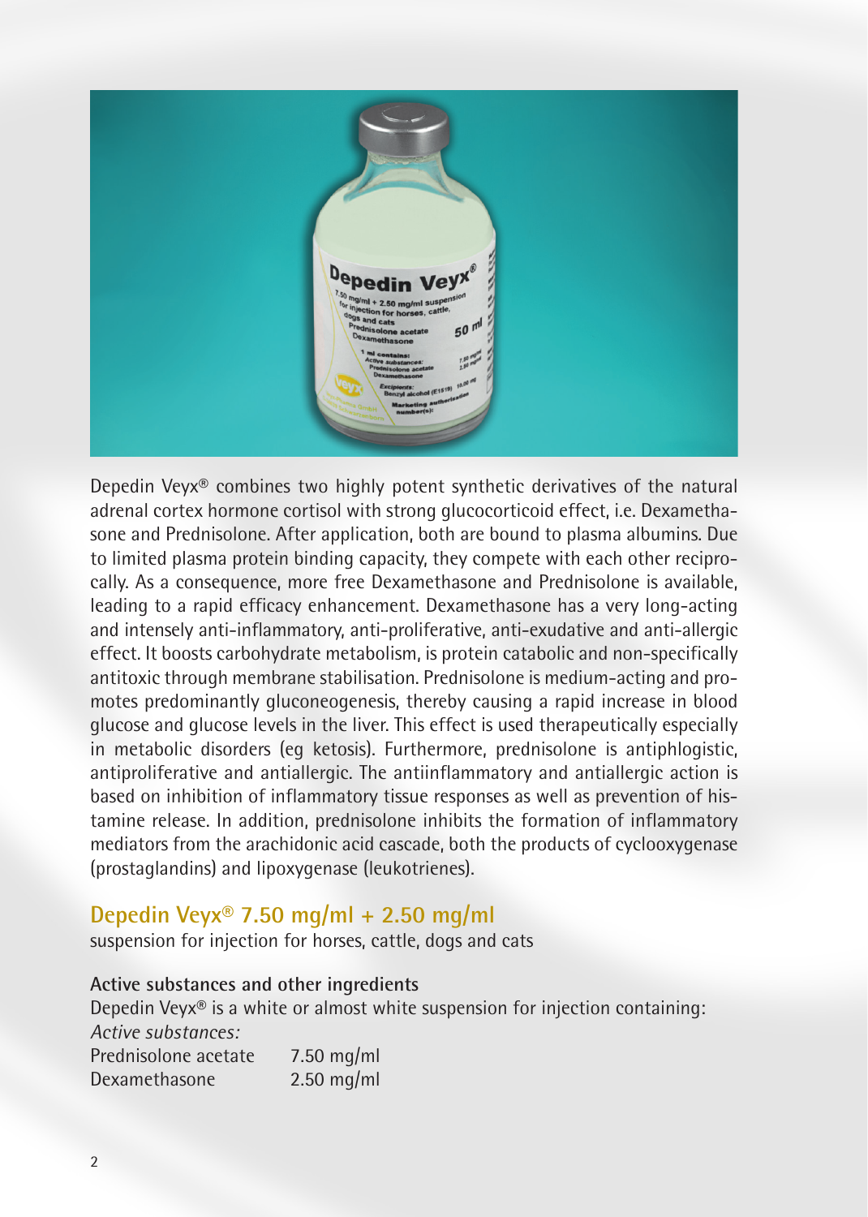Depedin Veyx® combines two highly potent synthetic derivatives of the natural adrenal cortex hormone cortisol with strong glucocorticoid effect, i.e. Dexamethasone and Prednisolone. After application, both are bound to plasma albumins. Due to limited plasma protein binding capacity, they compete with each other reciprocally. As a consequence, more free Dexamethasone and Prednisolone is available, leading to a rapid efficacy enhancement. Dexamethasone has a very long-acting and intensely anti-inflammatory, anti-proliferative, anti-exudative and anti-allergic effect. It boosts carbohydrate metabolism, is protein catabolic and non-specifically antitoxic through membrane stabilisation. Prednisolone is medium-acting and promotes predominantly gluconeogenesis, thereby causing a rapid increase in blood glucose and glucose levels in the liver. This effect is used therapeutically especially in metabolic disorders (eg ketosis). Furthermore, prednisolone is antiphlogistic, antiproliferative and antiallergic. The antiinflammatory and antiallergic action is based on inhibition of inflammatory tissue responses as well as prevention of histamine release. In addition, prednisolone inhibits the formation of inflammatory mediators from the arachidonic acid cascade, both the products of cyclooxygenase (prostaglandins) and lipoxygenase (leukotrienes).

## Depedin Veyx® 7.50 mg/ml + 2.50 mg/ml

suspension for injection for horses, cattle, dogs and cats

**Active substances and other ingredients**

Depedin Veyx® is a white or almost white suspension for injection containing:

*Active substances:*

| | |
|---|---|
| Prednisolone acetate | 7.50 mg/ml |
| Dexamethasone | 2.50 mg/ml |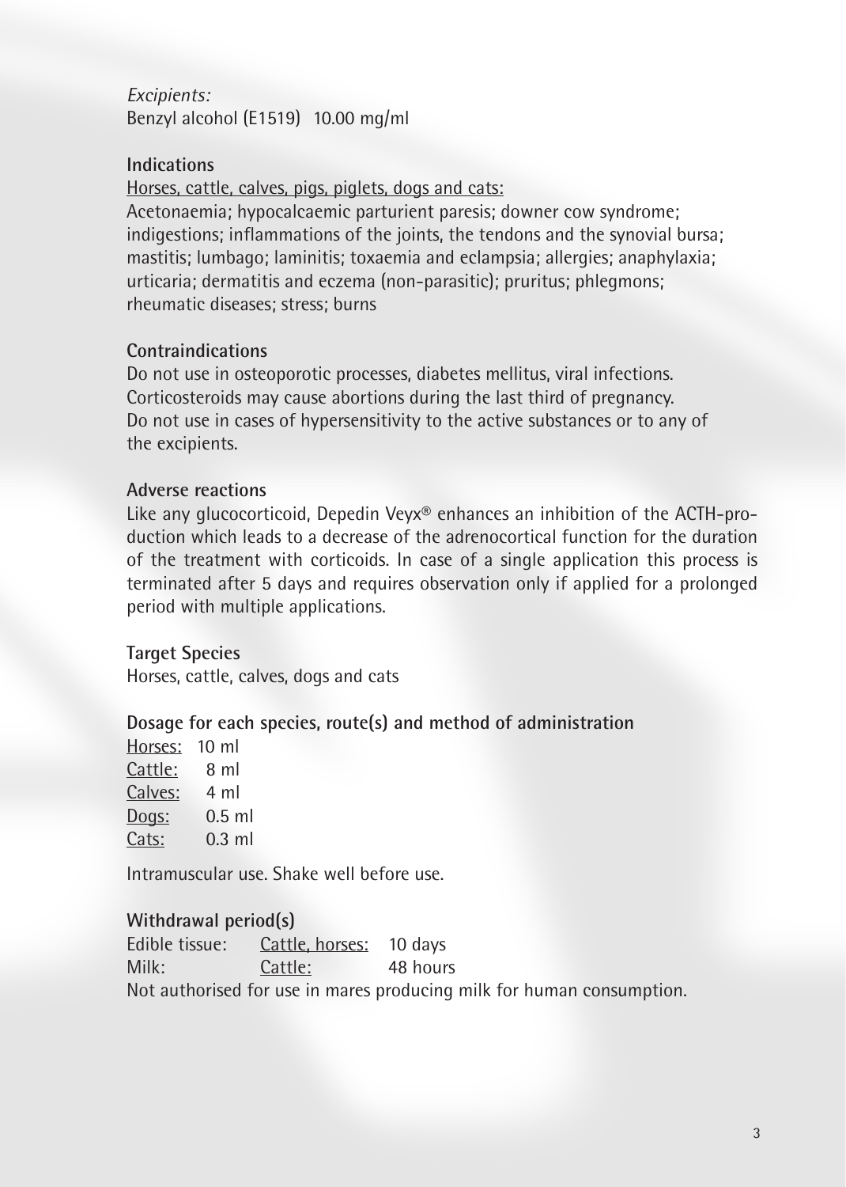*Excipients:*
Benzyl alcohol (E1519) 10.00 mg/ml

**Indications**

Horses, cattle, calves, pigs, piglets, dogs and cats:

Acetonaemia; hypocalcaemic parturient paresis; downer cow syndrome; indigestions; inflammations of the joints, the tendons and the synovial bursa; mastitis; lumbago; laminitis; toxaemia and eclampsia; allergies; anaphylaxia; urticaria; dermatitis and eczema (non-parasitic); pruritus; phlegmons; rheumatic diseases; stress; burns

**Contraindications**

Do not use in osteoporotic processes, diabetes mellitus, viral infections. Corticosteroids may cause abortions during the last third of pregnancy. Do not use in cases of hypersensitivity to the active substances or to any of the excipients.

**Adverse reactions**

Like any glucocorticoid, Depedin Veyx® enhances an inhibition of the ACTH-production which leads to a decrease of the adrenocortical function for the duration of the treatment with corticoids. In case of a single application this process is terminated after 5 days and requires observation only if applied for a prolonged period with multiple applications.

**Target Species**

Horses, cattle, calves, dogs and cats

**Dosage for each species, route(s) and method of administration**

| | |
|---|---|
| Horses: | 10 ml |
| Cattle: | 8 ml |
| Calves: | 4 ml |
| Dogs: | 0.5 ml |
| Cats: | 0.3 ml |

Intramuscular use. Shake well before use.

**Withdrawal period(s)**

| | | |
|---|---|---|
| Edible tissue: | Cattle, horses: | 10 days |
| Milk: | Cattle: | 48 hours |

Not authorised for use in mares producing milk for human consumption.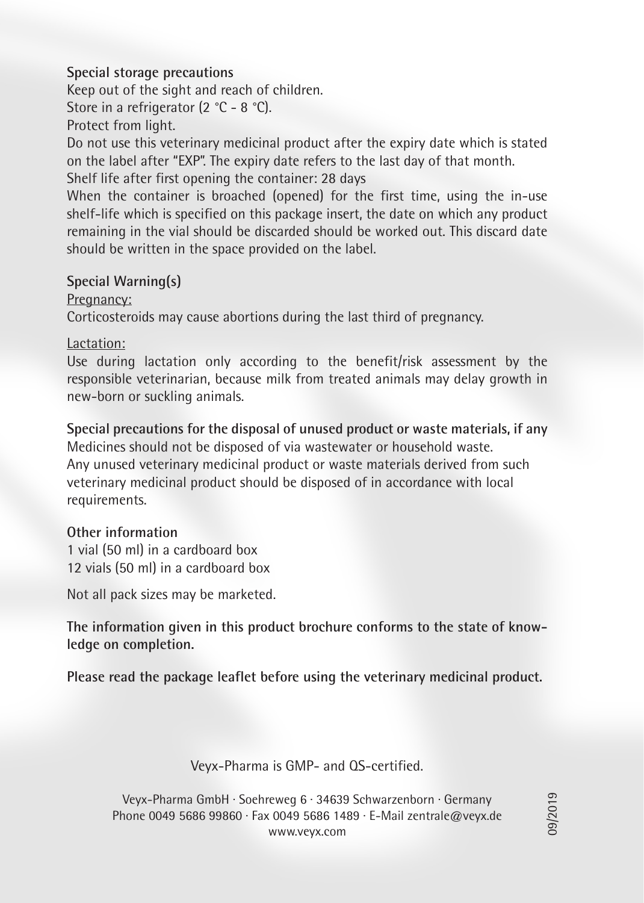**Special storage precautions**

Keep out of the sight and reach of children.
Store in a refrigerator (2 °C - 8 °C).
Protect from light.
Do not use this veterinary medicinal product after the expiry date which is stated on the label after "EXP". The expiry date refers to the last day of that month.
Shelf life after first opening the container: 28 days
When the container is broached (opened) for the first time, using the in-use shelf-life which is specified on this package insert, the date on which any product remaining in the vial should be discarded should be worked out. This discard date should be written in the space provided on the label.

**Special Warning(s)**

Pregnancy:
Corticosteroids may cause abortions during the last third of pregnancy.

Lactation:
Use during lactation only according to the benefit/risk assessment by the responsible veterinarian, because milk from treated animals may delay growth in new-born or suckling animals.

**Special precautions for the disposal of unused product or waste materials, if any**
Medicines should not be disposed of via wastewater or household waste.
Any unused veterinary medicinal product or waste materials derived from such veterinary medicinal product should be disposed of in accordance with local requirements.

**Other information**
1 vial (50 ml) in a cardboard box
12 vials (50 ml) in a cardboard box

Not all pack sizes may be marketed.

**The information given in this product brochure conforms to the state of knowledge on completion.**

**Please read the package leaflet before using the veterinary medicinal product.**

Veyx-Pharma is GMP- and QS-certified.

Veyx-Pharma GmbH · Soehreweg 6 · 34639 Schwarzenborn · Germany
Phone 0049 5686 99860 · Fax 0049 5686 1489 · E-Mail zentrale@veyx.de
www.veyx.com

09/2019